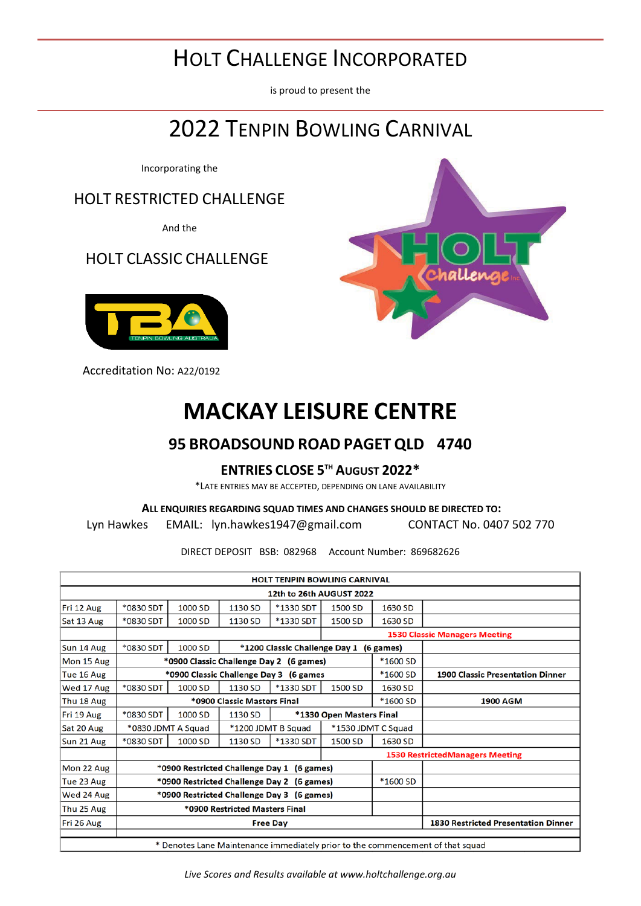# HOLT CHALLENGE INCORPORATED

is proud to present the

# 2022 TENPIN BOWLING CARNIVAL

Incorporating the

## HOLT RESTRICTED CHALLENGE

And the

## HOLT CLASSIC CHALLENGE

Accreditation No: A22/0192

# MACKAY LEISURE CENTRE

## 95 BROADSOUND ROAD PAGET QLD 4740

### ENTRIES CLOSE 5TH AUGUST 2022*

*LATE ENTRIES MAY BE ACCEPTED, DEPENDING ON LANE AVAILABILITY

**ALL ENQUIRIES REGARDING SQUAD TIMES AND CHANGES SHOULD BE DIRECTED TO:**

Lyn Hawkes EMAIL: lyn.hawkes1947@gmail.com CONTACT No. 0407 502 770

DIRECT DEPOSIT BSB: 082968 Account Number: 869682626

| HOLT TENPIN BOWLING CARNIVAL | | | | | | | |
|---|---|---|---|---|---|---|---|
| **12th to 26th AUGUST 2022** | | | | | | | |
| Fri 12 Aug | *0830 SDT | 1000 SD | 1130 SD | *1330 SDT | 1500 SD | 1630 SD | |
| Sat 13 Aug | *0830 SDT | 1000 SD | 1130 SD | *1330 SDT | 1500 SD | 1630 SD | |
| | | | | | **1530 Classic Managers Meeting** | | |
| Sun 14 Aug | *0830 SDT | 1000 SD | **\*1200 Classic Challenge Day 1 (6 games)** | | | | |
| Mon 15 Aug | **\*0900 Classic Challenge Day 2 (6 games)** | | | | | *1600 SD | |
| Tue 16 Aug | **\*0900 Classic Challenge Day 3 (6 games** | | | | | *1600 SD | **1900 Classic Presentation Dinner** |
| Wed 17 Aug | *0830 SDT | 1000 SD | 1130 SD | *1330 SDT | 1500 SD | 1630 SD | |
| Thu 18 Aug | **\*0900 Classic Masters Final** | | | | | *1600 SD | **1900 AGM** |
| Fri 19 Aug | *0830 SDT | 1130 SD | **\*1330 Open Masters Final** | | | | |
| Sat 20 Aug | *0830 JDMT A Squad | | *1200 JDMT B Squad | | *1530 JDMT C Squad | | |
| Sun 21 Aug | *0830 SDT | 1000 SD | 1130 SD | *1330 SDT | 1500 SD | 1630 SD | |
| | | | | | **1530 RestrictedManagers Meeting** | | |
| Mon 22 Aug | **\*0900 Restricted Challenge Day 1 (6 games)** | | | | | | |
| Tue 23 Aug | **\*0900 Restricted Challenge Day 2 (6 games)** | | | | | *1600 SD | |
| Wed 24 Aug | **\*0900 Restricted Challenge Day 3 (6 games)** | | | | | | |
| Thu 25 Aug | **\*0900 Restricted Masters Final** | | | | | | |
| Fri 26 Aug | **Free Day** | | | | | | **1830 Restricted Presentation Dinner** |
| * Denotes Lane Maintenance immediately prior to the commencement of that squad | | | | | | | |

*Live Scores and Results available at www.holtchallenge.org.au*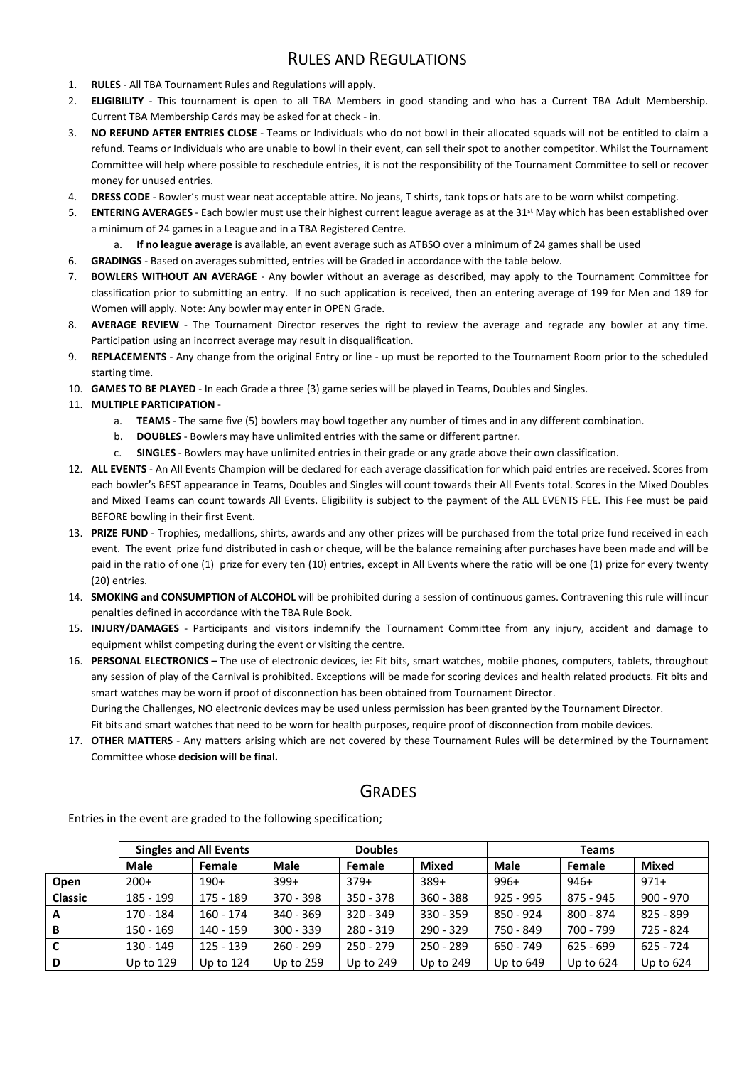# RULES AND REGULATIONS

1. **RULES** - All TBA Tournament Rules and Regulations will apply.
2. **ELIGIBILITY** - This tournament is open to all TBA Members in good standing and who has a Current TBA Adult Membership. Current TBA Membership Cards may be asked for at check - in.
3. **NO REFUND AFTER ENTRIES CLOSE** - Teams or Individuals who do not bowl in their allocated squads will not be entitled to claim a refund. Teams or Individuals who are unable to bowl in their event, can sell their spot to another competitor. Whilst the Tournament Committee will help where possible to reschedule entries, it is not the responsibility of the Tournament Committee to sell or recover money for unused entries.
4. **DRESS CODE** - Bowler's must wear neat acceptable attire. No jeans, T shirts, tank tops or hats are to be worn whilst competing.
5. **ENTERING AVERAGES** - Each bowler must use their highest current league average as at the 31st May which has been established over a minimum of 24 games in a League and in a TBA Registered Centre.
   a. **If no league average** is available, an event average such as ATBSO over a minimum of 24 games shall be used
6. **GRADINGS** - Based on averages submitted, entries will be Graded in accordance with the table below.
7. **BOWLERS WITHOUT AN AVERAGE** - Any bowler without an average as described, may apply to the Tournament Committee for classification prior to submitting an entry. If no such application is received, then an entering average of 199 for Men and 189 for Women will apply. Note: Any bowler may enter in OPEN Grade.
8. **AVERAGE REVIEW** - The Tournament Director reserves the right to review the average and regrade any bowler at any time. Participation using an incorrect average may result in disqualification.
9. **REPLACEMENTS** - Any change from the original Entry or line - up must be reported to the Tournament Room prior to the scheduled starting time.
10. **GAMES TO BE PLAYED** - In each Grade a three (3) game series will be played in Teams, Doubles and Singles.
11. **MULTIPLE PARTICIPATION** -
    a. **TEAMS** - The same five (5) bowlers may bowl together any number of times and in any different combination.
    b. **DOUBLES** - Bowlers may have unlimited entries with the same or different partner.
    c. **SINGLES** - Bowlers may have unlimited entries in their grade or any grade above their own classification.
12. **ALL EVENTS** - An All Events Champion will be declared for each average classification for which paid entries are received. Scores from each bowler's BEST appearance in Teams, Doubles and Singles will count towards their All Events total. Scores in the Mixed Doubles and Mixed Teams can count towards All Events. Eligibility is subject to the payment of the ALL EVENTS FEE. This Fee must be paid BEFORE bowling in their first Event.
13. **PRIZE FUND** - Trophies, medallions, shirts, awards and any other prizes will be purchased from the total prize fund received in each event. The event prize fund distributed in cash or cheque, will be the balance remaining after purchases have been made and will be paid in the ratio of one (1) prize for every ten (10) entries, except in All Events where the ratio will be one (1) prize for every twenty (20) entries.
14. **SMOKING and CONSUMPTION of ALCOHOL** will be prohibited during a session of continuous games. Contravening this rule will incur penalties defined in accordance with the TBA Rule Book.
15. **INJURY/DAMAGES** - Participants and visitors indemnify the Tournament Committee from any injury, accident and damage to equipment whilst competing during the event or visiting the centre.
16. **PERSONAL ELECTRONICS –** The use of electronic devices, ie: Fit bits, smart watches, mobile phones, computers, tablets, throughout any session of play of the Carnival is prohibited. Exceptions will be made for scoring devices and health related products. Fit bits and smart watches may be worn if proof of disconnection has been obtained from Tournament Director.
    During the Challenges, NO electronic devices may be used unless permission has been granted by the Tournament Director.
    Fit bits and smart watches that need to be worn for health purposes, require proof of disconnection from mobile devices.
17. **OTHER MATTERS** - Any matters arising which are not covered by these Tournament Rules will be determined by the Tournament Committee whose **decision will be final.**

# GRADES

Entries in the event are graded to the following specification;

| | Singles and All Events | | Doubles | | | Teams | | |
|---|---|---|---|---|---|---|---|---|
| | **Male** | **Female** | **Male** | **Female** | **Mixed** | **Male** | **Female** | **Mixed** |
| **Open** | 200+ | 190+ | 399+ | 379+ | 389+ | 996+ | 946+ | 971+ |
| **Classic** | 185 - 199 | 175 - 189 | 370 - 398 | 350 - 378 | 360 - 388 | 925 - 995 | 875 - 945 | 900 - 970 |
| **A** | 170 - 184 | 160 - 174 | 340 - 369 | 320 - 349 | 330 - 359 | 850 - 924 | 800 - 874 | 825 - 899 |
| **B** | 150 - 169 | 140 - 159 | 300 - 339 | 280 - 319 | 290 - 329 | 750 - 849 | 700 - 799 | 725 - 824 |
| **C** | 130 - 149 | 125 - 139 | 260 - 299 | 250 - 279 | 250 - 289 | 650 - 749 | 625 - 699 | 625 - 724 |
| **D** | Up to 129 | Up to 124 | Up to 259 | Up to 249 | Up to 249 | Up to 649 | Up to 624 | Up to 624 |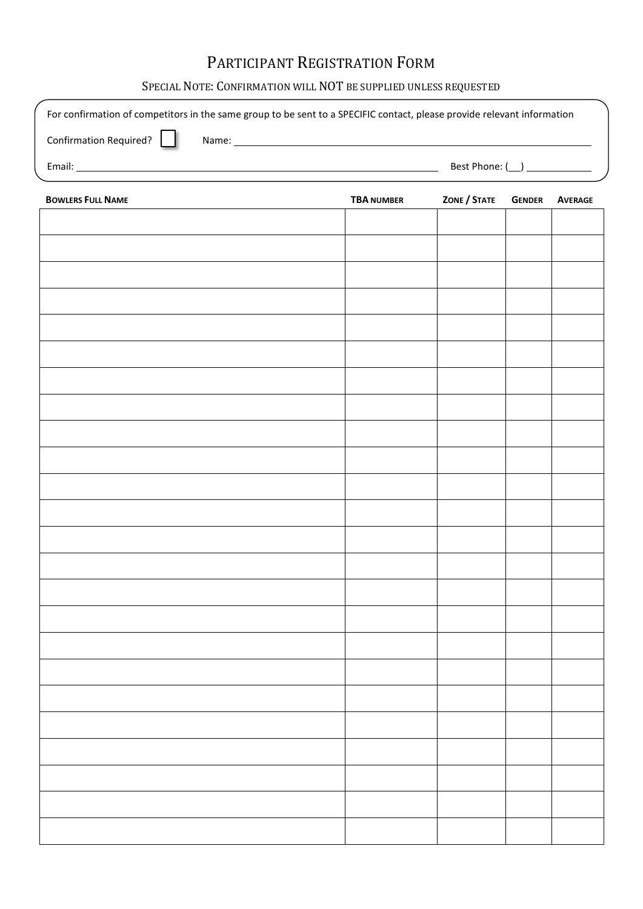# Participant Registration Form

Special Note: Confirmation will NOT be supplied unless requested

For confirmation of competitors in the same group to be sent to a SPECIFIC contact, please provide relevant information

Confirmation Required? ☐ Name: ______________________

Email: ______________________ Best Phone: (__) ____________

| Bowlers Full Name | TBA Number | Zone / State | Gender | Average |
|---|---|---|---|---|
| | | | | |
| | | | | |
| | | | | |
| | | | | |
| | | | | |
| | | | | |
| | | | | |
| | | | | |
| | | | | |
| | | | | |
| | | | | |
| | | | | |
| | | | | |
| | | | | |
| | | | | |
| | | | | |
| | | | | |
| | | | | |
| | | | | |
| | | | | |
| | | | | |
| | | | | |
| | | | | |
| | | | | |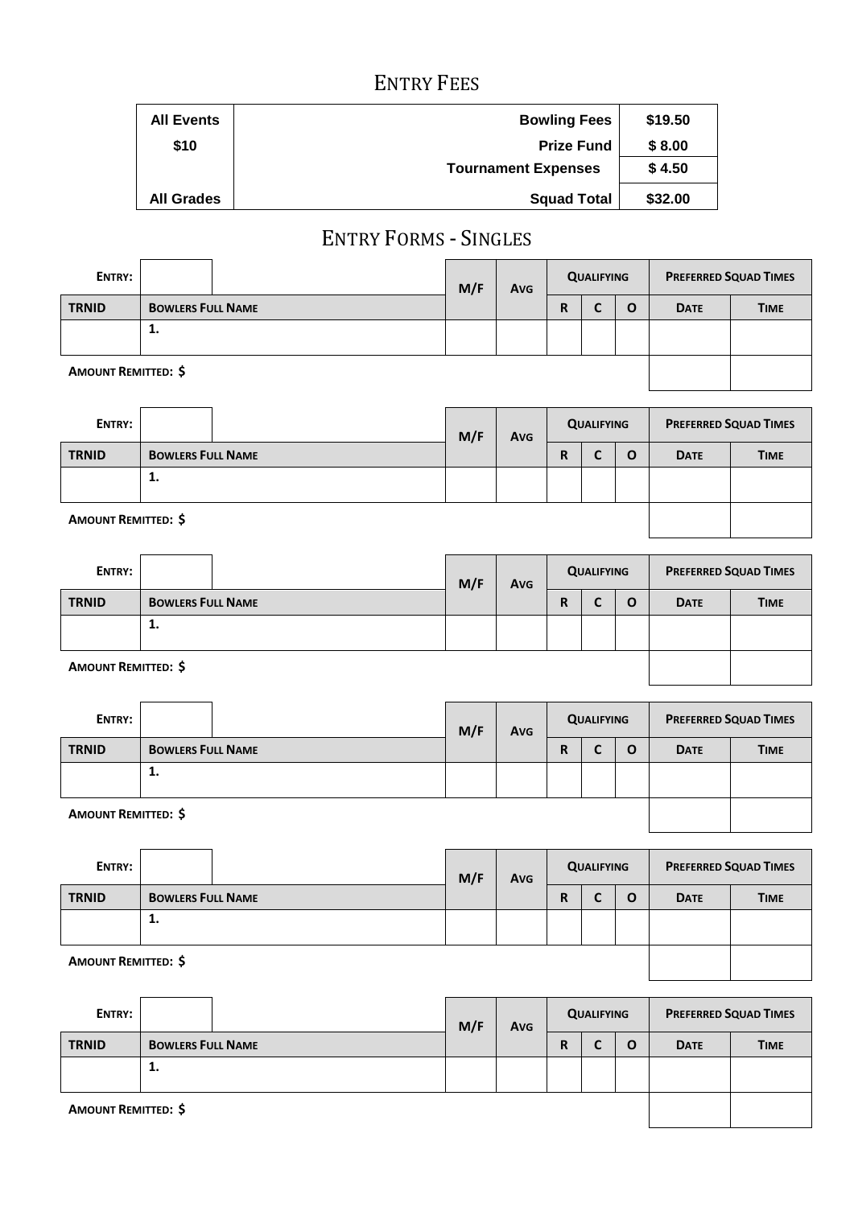# Entry Fees

| All Events | Bowling Fees | $19.50 |
|---|---|---|
| $10 | Prize Fund | $ 8.00 |
| | Tournament Expenses | $ 4.50 |
| All Grades | Squad Total | $32.00 |

# Entry Forms - Singles

| Entry: | | M/F | Avg | Qualifying | | | Preferred Squad Times | |
|---|---|---|---|---|---|---|---|---|
| TRNID | Bowlers Full Name | | | R | C | O | Date | Time |
| | 1. | | | | | | | |

**Amount Remitted: $**

| Entry: | | M/F | Avg | Qualifying | | | Preferred Squad Times | |
|---|---|---|---|---|---|---|---|---|
| TRNID | Bowlers Full Name | | | R | C | O | Date | Time |
| | 1. | | | | | | | |

**Amount Remitted: $**

| Entry: | | M/F | Avg | Qualifying | | | Preferred Squad Times | |
|---|---|---|---|---|---|---|---|---|
| TRNID | Bowlers Full Name | | | R | C | O | Date | Time |
| | 1. | | | | | | | |

**Amount Remitted: $**

| Entry: | | M/F | Avg | Qualifying | | | Preferred Squad Times | |
|---|---|---|---|---|---|---|---|---|
| TRNID | Bowlers Full Name | | | R | C | O | Date | Time |
| | 1. | | | | | | | |

**Amount Remitted: $**

| Entry: | | M/F | Avg | Qualifying | | | Preferred Squad Times | |
|---|---|---|---|---|---|---|---|---|
| TRNID | Bowlers Full Name | | | R | C | O | Date | Time |
| | 1. | | | | | | | |

**Amount Remitted: $**

| Entry: | | M/F | Avg | Qualifying | | | Preferred Squad Times | |
|---|---|---|---|---|---|---|---|---|
| TRNID | Bowlers Full Name | | | R | C | O | Date | Time |
| | 1. | | | | | | | |

**Amount Remitted: $**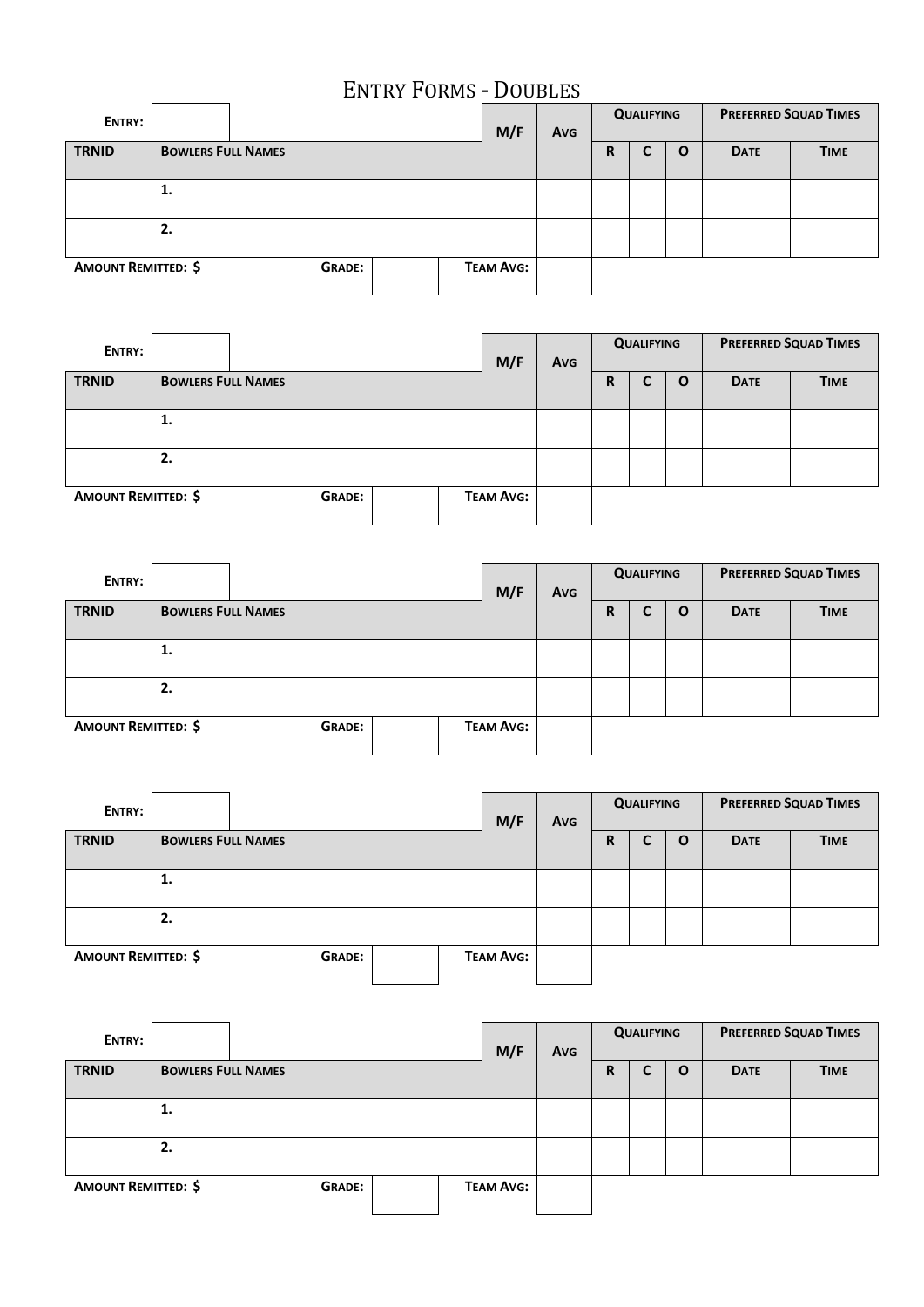# Entry Forms - Doubles

| **Entry:** | | | **M/F** | **Avg** | **Qualifying** | | | **Preferred Squad Times** | |
|---|---|---|---|---|---|---|---|---|---|
| **TRNID** | **Bowlers Full Names** | | | | **R** | **C** | **O** | **Date** | **Time** |
| | **1.** | | | | | | | | |
| | **2.** | | | | | | | | |

**Amount Remitted: $** **Grade:** **Team Avg:**

| **Entry:** | | | **M/F** | **Avg** | **Qualifying** | | | **Preferred Squad Times** | |
|---|---|---|---|---|---|---|---|---|---|
| **TRNID** | **Bowlers Full Names** | | | | **R** | **C** | **O** | **Date** | **Time** |
| | **1.** | | | | | | | | |
| | **2.** | | | | | | | | |

**Amount Remitted: $** **Grade:** **Team Avg:**

| **Entry:** | | | **M/F** | **Avg** | **Qualifying** | | | **Preferred Squad Times** | |
|---|---|---|---|---|---|---|---|---|---|
| **TRNID** | **Bowlers Full Names** | | | | **R** | **C** | **O** | **Date** | **Time** |
| | **1.** | | | | | | | | |
| | **2.** | | | | | | | | |

**Amount Remitted: $** **Grade:** **Team Avg:**

| **Entry:** | | | **M/F** | **Avg** | **Qualifying** | | | **Preferred Squad Times** | |
|---|---|---|---|---|---|---|---|---|---|
| **TRNID** | **Bowlers Full Names** | | | | **R** | **C** | **O** | **Date** | **Time** |
| | **1.** | | | | | | | | |
| | **2.** | | | | | | | | |

**Amount Remitted: $** **Grade:** **Team Avg:**

| **Entry:** | | | **M/F** | **Avg** | **Qualifying** | | | **Preferred Squad Times** | |
|---|---|---|---|---|---|---|---|---|---|
| **TRNID** | **Bowlers Full Names** | | | | **R** | **C** | **O** | **Date** | **Time** |
| | **1.** | | | | | | | | |
| | **2.** | | | | | | | | |

**Amount Remitted: $** **Grade:** **Team Avg:**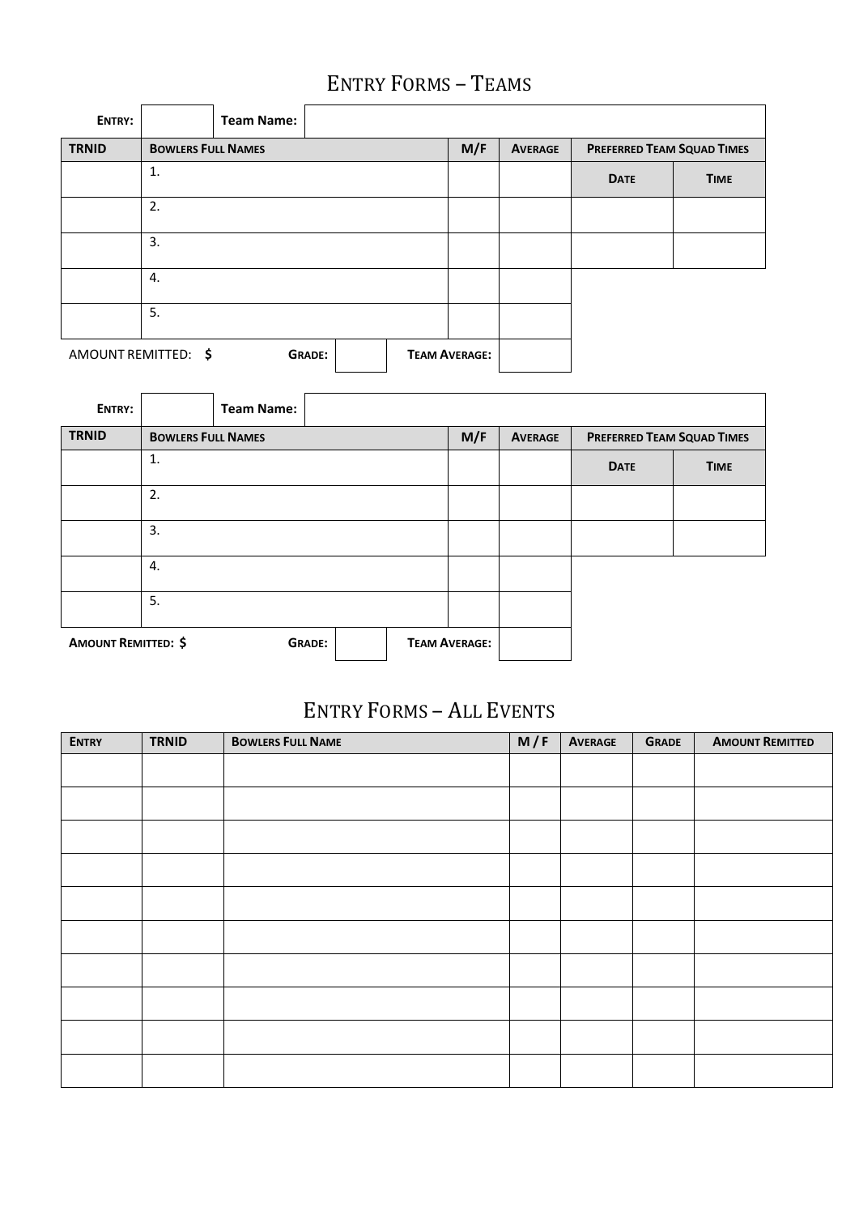# Entry Forms – Teams

| Entry: | | Team Name: | | | | |
|---|---|---|---|---|---|---|
| **TRNID** | **Bowlers Full Names** | | **M/F** | **Average** | **Preferred Team Squad Times** | |
| | 1. | | | | **Date** | **Time** |
| | 2. | | | | | |
| | 3. | | | | | |
| | 4. | | | | | |
| | 5. | | | | | |
| Amount Remitted: $ | | **Grade:** | | **Team Average:** | | |

| Entry: | | Team Name: | | | | |
|---|---|---|---|---|---|---|
| **TRNID** | **Bowlers Full Names** | | **M/F** | **Average** | **Preferred Team Squad Times** | |
| | 1. | | | | **Date** | **Time** |
| | 2. | | | | | |
| | 3. | | | | | |
| | 4. | | | | | |
| | 5. | | | | | |
| **Amount Remitted: $** | | **Grade:** | | **Team Average:** | | |

# Entry Forms – All Events

| Entry | TRNID | Bowlers Full Name | M / F | Average | Grade | Amount Remitted |
|---|---|---|---|---|---|---|
| | | | | | | |
| | | | | | | |
| | | | | | | |
| | | | | | | |
| | | | | | | |
| | | | | | | |
| | | | | | | |
| | | | | | | |
| | | | | | | |
| | | | | | | |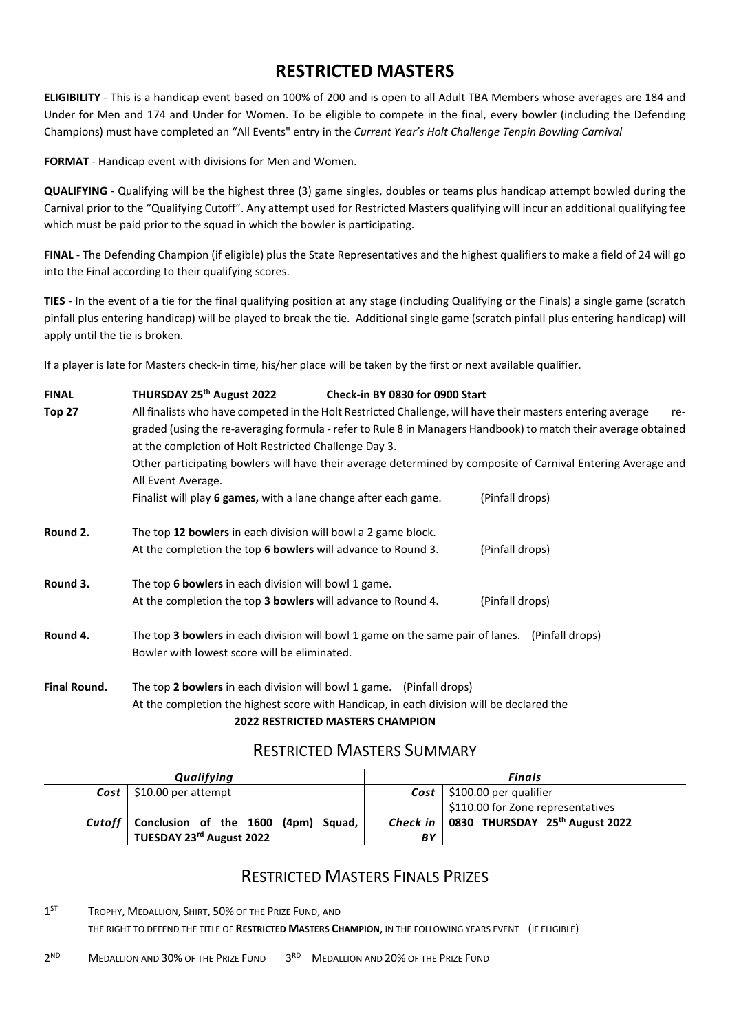# RESTRICTED MASTERS

**ELIGIBILITY** - This is a handicap event based on 100% of 200 and is open to all Adult TBA Members whose averages are 184 and Under for Men and 174 and Under for Women. To be eligible to compete in the final, every bowler (including the Defending Champions) must have completed an "All Events" entry in the *Current Year's Holt Challenge Tenpin Bowling Carnival*

**FORMAT** - Handicap event with divisions for Men and Women.

**QUALIFYING** - Qualifying will be the highest three (3) game singles, doubles or teams plus handicap attempt bowled during the Carnival prior to the "Qualifying Cutoff". Any attempt used for Restricted Masters qualifying will incur an additional qualifying fee which must be paid prior to the squad in which the bowler is participating.

**FINAL** - The Defending Champion (if eligible) plus the State Representatives and the highest qualifiers to make a field of 24 will go into the Final according to their qualifying scores.

**TIES** - In the event of a tie for the final qualifying position at any stage (including Qualifying or the Finals) a single game (scratch pinfall plus entering handicap) will be played to break the tie. Additional single game (scratch pinfall plus entering handicap) will apply until the tie is broken.

If a player is late for Masters check-in time, his/her place will be taken by the first or next available qualifier.

**FINAL** **THURSDAY 25th August 2022** **Check-in BY 0830 for 0900 Start**

**Top 27** All finalists who have competed in the Holt Restricted Challenge, will have their masters entering average re-graded (using the re-averaging formula - refer to Rule 8 in Managers Handbook) to match their average obtained at the completion of Holt Restricted Challenge Day 3.

Other participating bowlers will have their average determined by composite of Carnival Entering Average and All Event Average.

Finalist will play **6 games,** with a lane change after each game. (Pinfall drops)

**Round 2.** The top **12 bowlers** in each division will bowl a 2 game block.
At the completion the top **6 bowlers** will advance to Round 3. (Pinfall drops)

**Round 3.** The top **6 bowlers** in each division will bowl 1 game.
At the completion the top **3 bowlers** will advance to Round 4. (Pinfall drops)

**Round 4.** The top **3 bowlers** in each division will bowl 1 game on the same pair of lanes. (Pinfall drops)
Bowler with lowest score will be eliminated.

**Final Round.** The top **2 bowlers** in each division will bowl 1 game. (Pinfall drops)
At the completion the highest score with Handicap, in each division will be declared the
**2022 RESTRICTED MASTERS CHAMPION**

## RESTRICTED MASTERS SUMMARY

| *Qualifying* | | *Finals* | |
|---|---|---|---|
| ***Cost*** | $10.00 per attempt | ***Cost*** | $100.00 per qualifier<br>$110.00 for Zone representatives |
| ***Cutoff*** | **Conclusion of the 1600 (4pm) Squad, TUESDAY 23rd August 2022** | ***Check in BY*** | **0830 THURSDAY 25th August 2022** |

## RESTRICTED MASTERS FINALS PRIZES

1ST TROPHY, MEDALLION, SHIRT, 50% OF THE PRIZE FUND, AND
THE RIGHT TO DEFEND THE TITLE OF **RESTRICTED MASTERS CHAMPION**, IN THE FOLLOWING YEARS EVENT (IF ELIGIBLE)

2ND MEDALLION AND 30% OF THE PRIZE FUND 3RD MEDALLION AND 20% OF THE PRIZE FUND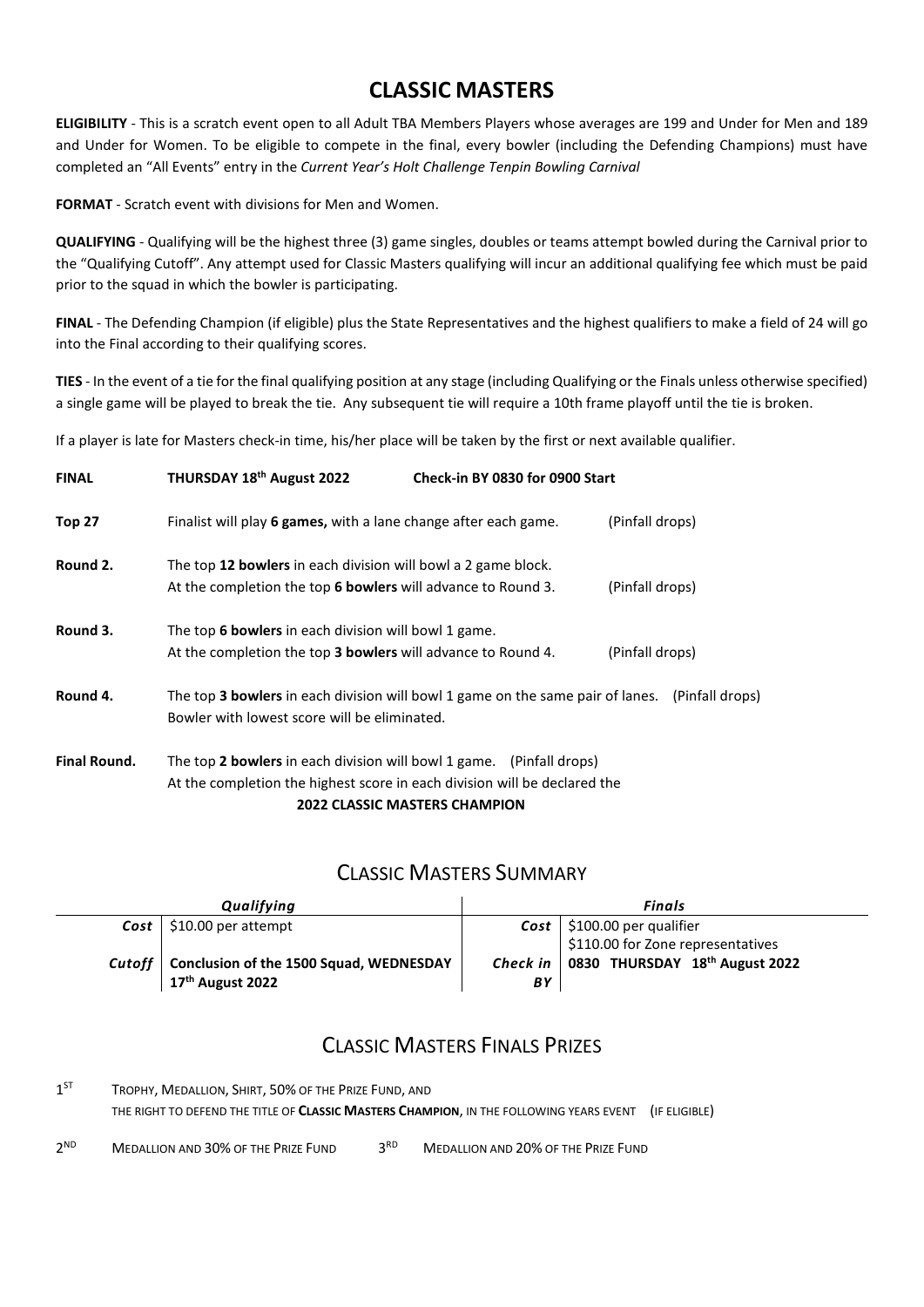# CLASSIC MASTERS

**ELIGIBILITY** - This is a scratch event open to all Adult TBA Members Players whose averages are 199 and Under for Men and 189 and Under for Women. To be eligible to compete in the final, every bowler (including the Defending Champions) must have completed an "All Events" entry in the *Current Year's Holt Challenge Tenpin Bowling Carnival*

**FORMAT** - Scratch event with divisions for Men and Women.

**QUALIFYING** - Qualifying will be the highest three (3) game singles, doubles or teams attempt bowled during the Carnival prior to the "Qualifying Cutoff". Any attempt used for Classic Masters qualifying will incur an additional qualifying fee which must be paid prior to the squad in which the bowler is participating.

**FINAL** - The Defending Champion (if eligible) plus the State Representatives and the highest qualifiers to make a field of 24 will go into the Final according to their qualifying scores.

**TIES** - In the event of a tie for the final qualifying position at any stage (including Qualifying or the Finals unless otherwise specified) a single game will be played to break the tie. Any subsequent tie will require a 10th frame playoff until the tie is broken.

If a player is late for Masters check-in time, his/her place will be taken by the first or next available qualifier.

**FINAL** **THURSDAY 18th August 2022** **Check-in BY 0830 for 0900 Start**

**Top 27** Finalist will play **6 games,** with a lane change after each game. (Pinfall drops)

**Round 2.** The top **12 bowlers** in each division will bowl a 2 game block.
At the completion the top **6 bowlers** will advance to Round 3. (Pinfall drops)

**Round 3.** The top **6 bowlers** in each division will bowl 1 game.
At the completion the top **3 bowlers** will advance to Round 4. (Pinfall drops)

**Round 4.** The top **3 bowlers** in each division will bowl 1 game on the same pair of lanes. (Pinfall drops)
Bowler with lowest score will be eliminated.

**Final Round.** The top **2 bowlers** in each division will bowl 1 game. (Pinfall drops)
At the completion the highest score in each division will be declared the
**2022 CLASSIC MASTERS CHAMPION**

## CLASSIC MASTERS SUMMARY

| *Qualifying* | | *Finals* | |
|---|---|---|---|
| ***Cost*** | $10.00 per attempt | ***Cost*** | $100.00 per qualifier<br>$110.00 for Zone representatives |
| ***Cutoff*** | **Conclusion of the 1500 Squad, WEDNESDAY 17th August 2022** | ***Check in BY*** | **0830 THURSDAY 18th August 2022** |

## CLASSIC MASTERS FINALS PRIZES

1ST TROPHY, MEDALLION, SHIRT, 50% OF THE PRIZE FUND, AND
THE RIGHT TO DEFEND THE TITLE OF **CLASSIC MASTERS CHAMPION**, IN THE FOLLOWING YEARS EVENT (IF ELIGIBLE)

2ND MEDALLION AND 30% OF THE PRIZE FUND 3RD MEDALLION AND 20% OF THE PRIZE FUND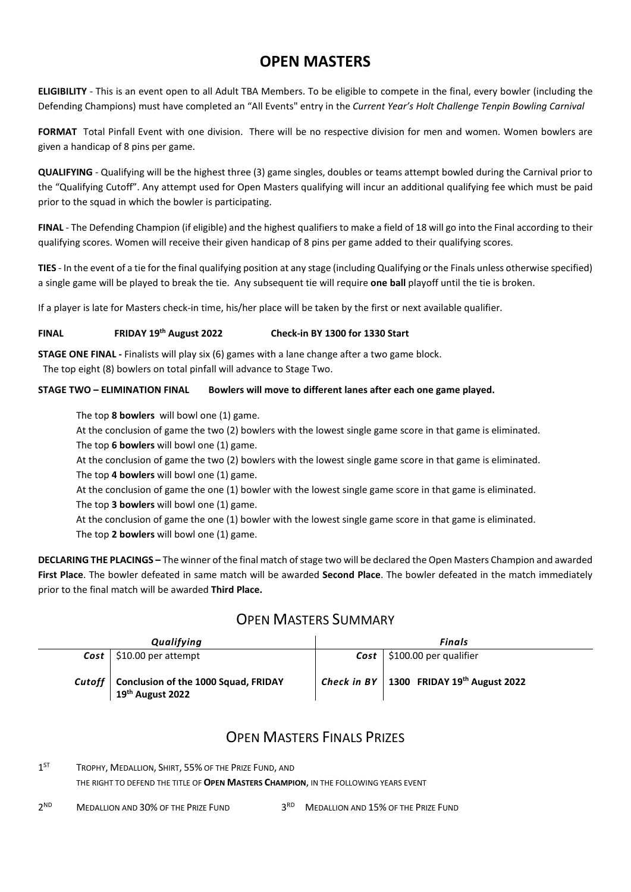# OPEN MASTERS

**ELIGIBILITY** - This is an event open to all Adult TBA Members. To be eligible to compete in the final, every bowler (including the Defending Champions) must have completed an "All Events" entry in the *Current Year's Holt Challenge Tenpin Bowling Carnival*

**FORMAT** Total Pinfall Event with one division. There will be no respective division for men and women. Women bowlers are given a handicap of 8 pins per game.

**QUALIFYING** - Qualifying will be the highest three (3) game singles, doubles or teams attempt bowled during the Carnival prior to the "Qualifying Cutoff". Any attempt used for Open Masters qualifying will incur an additional qualifying fee which must be paid prior to the squad in which the bowler is participating.

**FINAL** - The Defending Champion (if eligible) and the highest qualifiers to make a field of 18 will go into the Final according to their qualifying scores. Women will receive their given handicap of 8 pins per game added to their qualifying scores.

**TIES** - In the event of a tie for the final qualifying position at any stage (including Qualifying or the Finals unless otherwise specified) a single game will be played to break the tie. Any subsequent tie will require **one ball** playoff until the tie is broken.

If a player is late for Masters check-in time, his/her place will be taken by the first or next available qualifier.

**FINAL FRIDAY 19th August 2022 Check-in BY 1300 for 1330 Start**

**STAGE ONE FINAL -** Finalists will play six (6) games with a lane change after a two game block.
The top eight (8) bowlers on total pinfall will advance to Stage Two.

**STAGE TWO – ELIMINATION FINAL Bowlers will move to different lanes after each one game played.**

The top **8 bowlers** will bowl one (1) game.
At the conclusion of game the two (2) bowlers with the lowest single game score in that game is eliminated.
The top **6 bowlers** will bowl one (1) game.
At the conclusion of game the two (2) bowlers with the lowest single game score in that game is eliminated.
The top **4 bowlers** will bowl one (1) game.
At the conclusion of game the one (1) bowler with the lowest single game score in that game is eliminated.
The top **3 bowlers** will bowl one (1) game.
At the conclusion of game the one (1) bowler with the lowest single game score in that game is eliminated.
The top **2 bowlers** will bowl one (1) game.

**DECLARING THE PLACINGS –** The winner of the final match of stage two will be declared the Open Masters Champion and awarded **First Place**. The bowler defeated in same match will be awarded **Second Place**. The bowler defeated in the match immediately prior to the final match will be awarded **Third Place.**

## OPEN MASTERS SUMMARY

| *Qualifying* | | *Finals* | |
|---|---|---|---|
| ***Cost*** | $10.00 per attempt | ***Cost*** | $100.00 per qualifier |
| ***Cutoff*** | **Conclusion of the 1000 Squad, FRIDAY 19th August 2022** | ***Check in BY*** | **1300 FRIDAY 19th August 2022** |

## OPEN MASTERS FINALS PRIZES

1ST TROPHY, MEDALLION, SHIRT, 55% OF THE PRIZE FUND, AND
THE RIGHT TO DEFEND THE TITLE OF **OPEN MASTERS CHAMPION**, IN THE FOLLOWING YEARS EVENT

2ND MEDALLION AND 30% OF THE PRIZE FUND

3RD MEDALLION AND 15% OF THE PRIZE FUND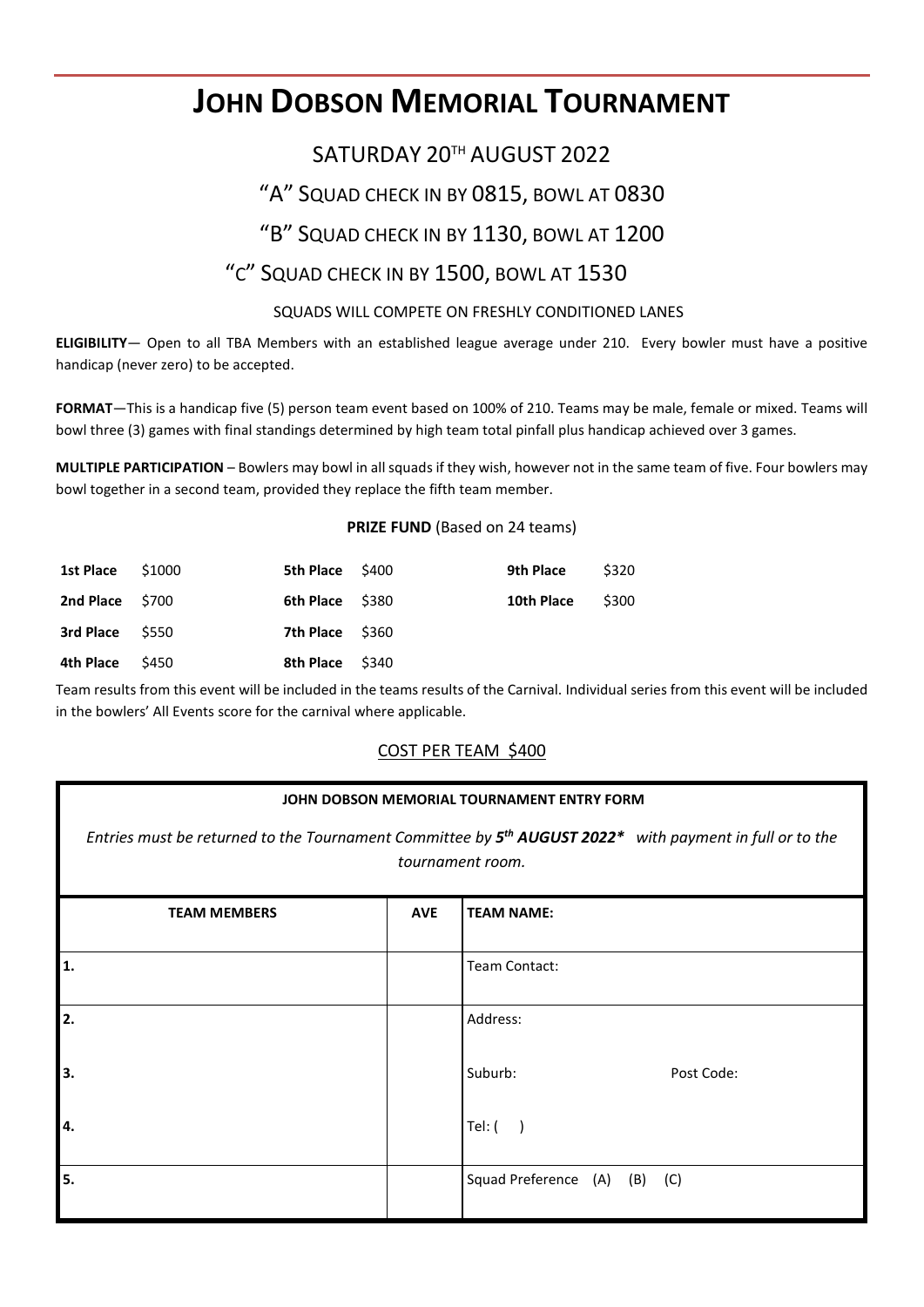# JOHN DOBSON MEMORIAL TOURNAMENT

SATURDAY 20TH AUGUST 2022

"A" SQUAD CHECK IN BY 0815, BOWL AT 0830

"B" SQUAD CHECK IN BY 1130, BOWL AT 1200

"C" SQUAD CHECK IN BY 1500, BOWL AT 1530

SQUADS WILL COMPETE ON FRESHLY CONDITIONED LANES

**ELIGIBILITY**— Open to all TBA Members with an established league average under 210. Every bowler must have a positive handicap (never zero) to be accepted.

**FORMAT**—This is a handicap five (5) person team event based on 100% of 210. Teams may be male, female or mixed. Teams will bowl three (3) games with final standings determined by high team total pinfall plus handicap achieved over 3 games.

**MULTIPLE PARTICIPATION** – Bowlers may bowl in all squads if they wish, however not in the same team of five. Four bowlers may bowl together in a second team, provided they replace the fifth team member.

**PRIZE FUND** (Based on 24 teams)

| | | | | | |
|---|---|---|---|---|---|
| **1st Place** | $1000 | **5th Place** | $400 | **9th Place** | $320 |
| **2nd Place** | $700 | **6th Place** | $380 | **10th Place** | $300 |
| **3rd Place** | $550 | **7th Place** | $360 | | |
| **4th Place** | $450 | **8th Place** | $340 | | |

Team results from this event will be included in the teams results of the Carnival. Individual series from this event will be included in the bowlers' All Events score for the carnival where applicable.

COST PER TEAM $400

**JOHN DOBSON MEMORIAL TOURNAMENT ENTRY FORM**

*Entries must be returned to the Tournament Committee by **5th AUGUST 2022*** with payment in full or to the tournament room.*

| TEAM MEMBERS | AVE | TEAM NAME: |
|---|---|---|
| 1. | | Team Contact: |
| 2. | | Address: |
| 3. | | Suburb: Post Code: |
| 4. | | Tel: ( ) |
| 5. | | Squad Preference (A) (B) (C) |